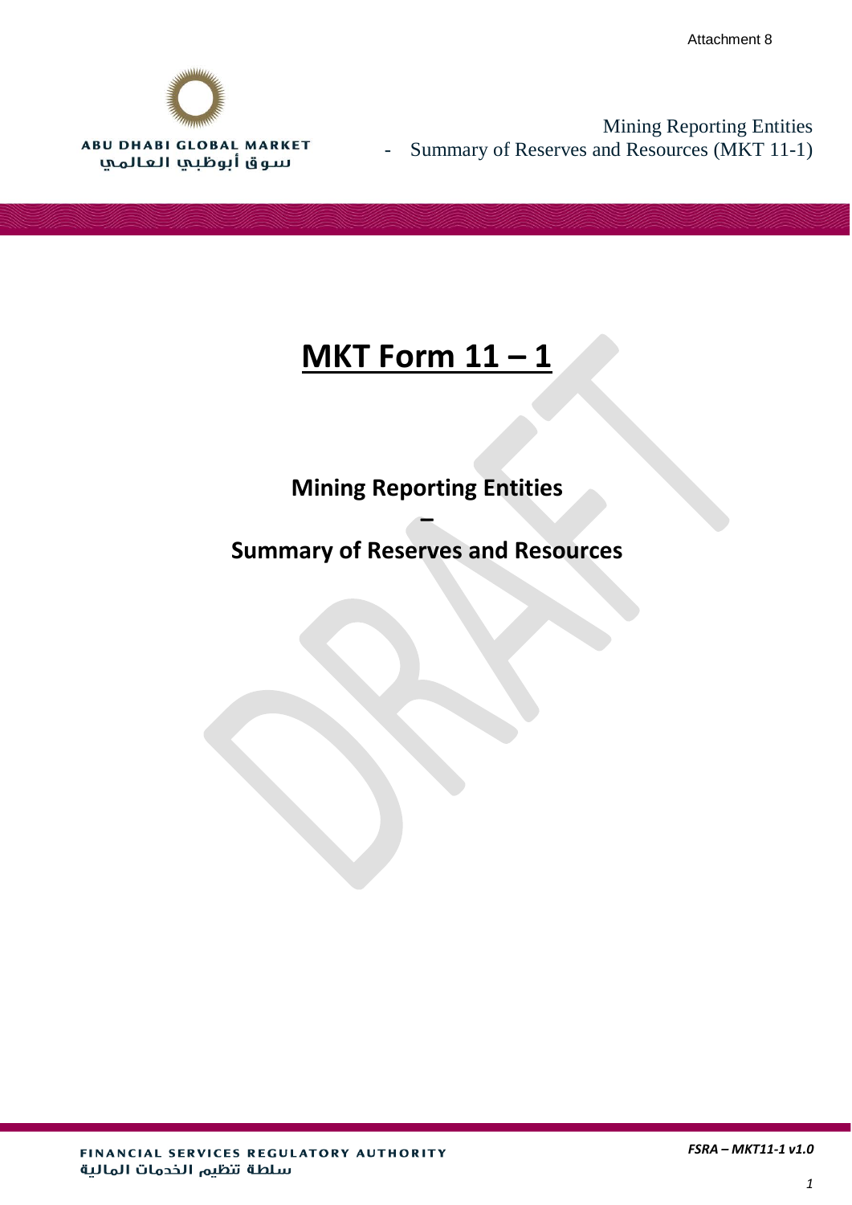Attachment 8

ABU DHABI GLOBAL MARKET
سوق أبوظبي العالمي

Mining Reporting Entities
- Summary of Reserves and Resources (MKT 11-1)

# MKT Form 11 – 1

## Mining Reporting Entities
## –
## Summary of Reserves and Resources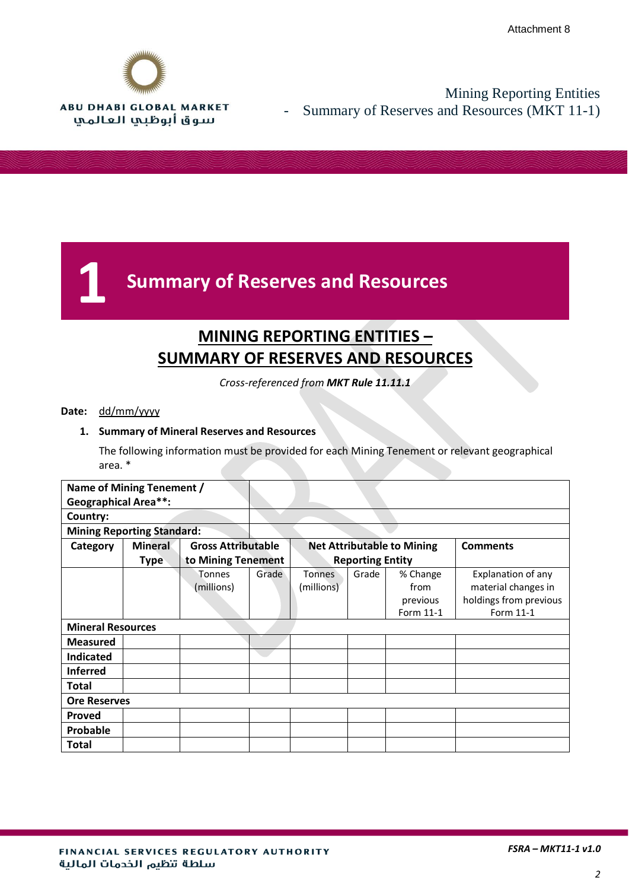# 1 Summary of Reserves and Resources

## MINING REPORTING ENTITIES – SUMMARY OF RESERVES AND RESOURCES

*Cross-referenced from **MKT Rule 11.11.1***

**Date:** dd/mm/yyyy

1. **Summary of Mineral Reserves and Resources**

   The following information must be provided for each Mining Tenement or relevant geographical area. *

| **Name of Mining Tenement / Geographical Area**:** | | | | | | | |
|---|---|---|---|---|---|---|---|
| **Country:** | | | | | | | |
| **Mining Reporting Standard:** | | | | | | | |
| **Category** | **Mineral Type** | **Gross Attributable to Mining Tenement** | | **Net Attributable to Mining Reporting Entity** | | | **Comments** |
| | | Tonnes (millions) | Grade | Tonnes (millions) | Grade | % Change from previous Form 11-1 | Explanation of any material changes in holdings from previous Form 11-1 |
| **Mineral Resources** | | | | | | | |
| **Measured** | | | | | | | |
| **Indicated** | | | | | | | |
| **Inferred** | | | | | | | |
| **Total** | | | | | | | |
| **Ore Reserves** | | | | | | | |
| **Proved** | | | | | | | |
| **Probable** | | | | | | | |
| **Total** | | | | | | | |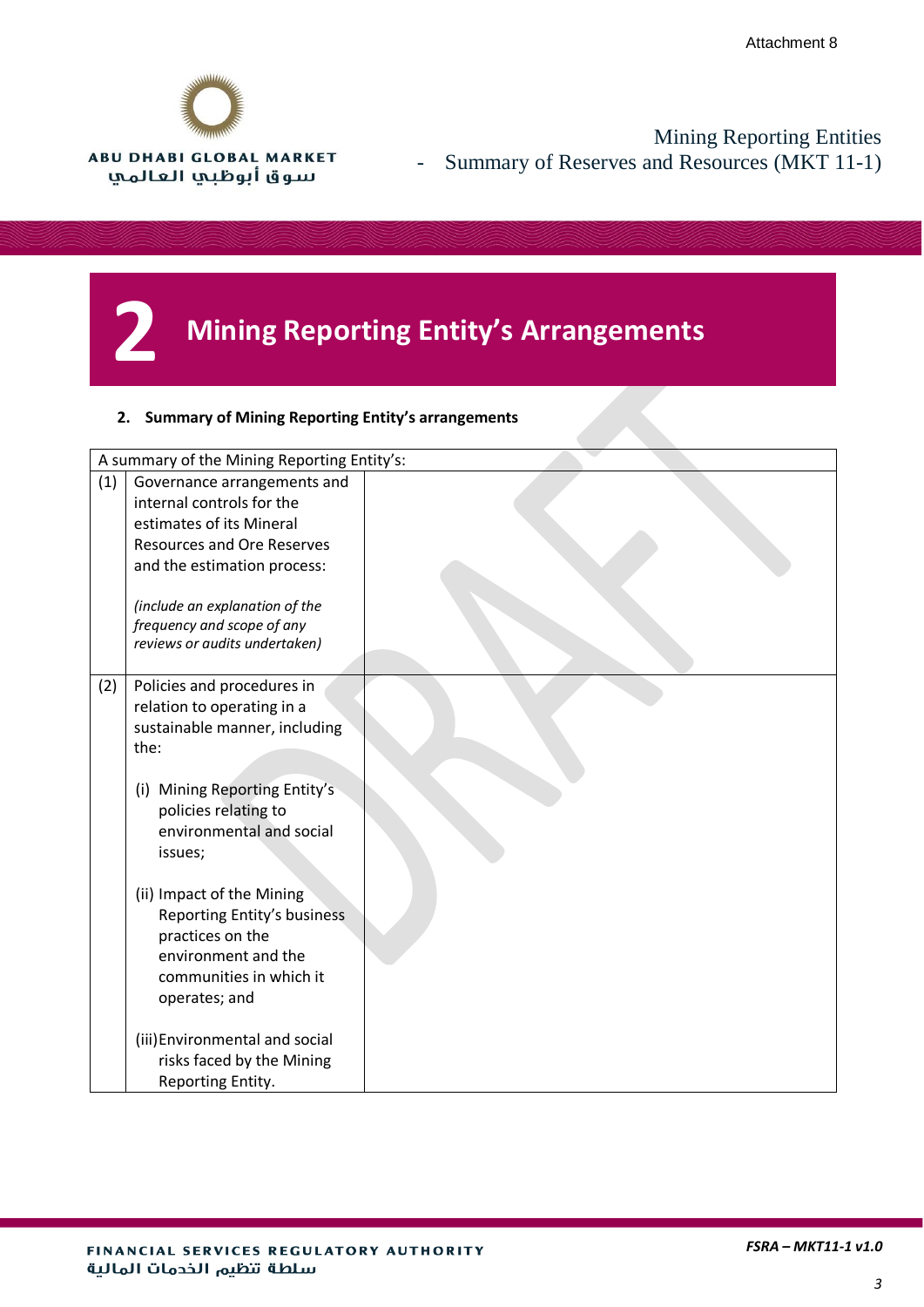# 2 Mining Reporting Entity's Arrangements

**2. Summary of Mining Reporting Entity's arrangements**

| A summary of the Mining Reporting Entity's: | | |
|---|---|---|
| (1) | Governance arrangements and internal controls for the estimates of its Mineral Resources and Ore Reserves and the estimation process:<br><br>*(include an explanation of the frequency and scope of any reviews or audits undertaken)* | |
| (2) | Policies and procedures in relation to operating in a sustainable manner, including the:<br><br>(i) Mining Reporting Entity's policies relating to environmental and social issues;<br><br>(ii) Impact of the Mining Reporting Entity's business practices on the environment and the communities in which it operates; and<br><br>(iii) Environmental and social risks faced by the Mining Reporting Entity. | |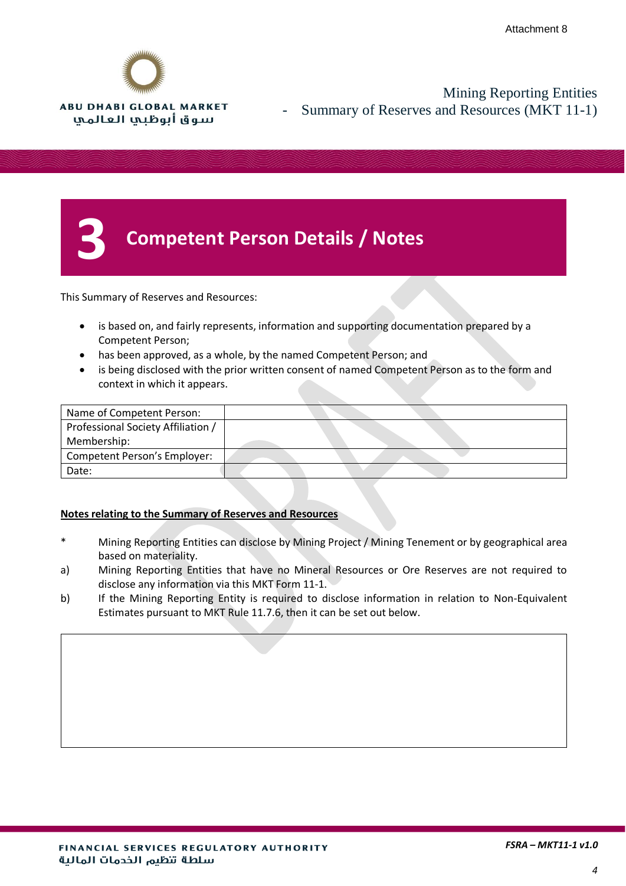# 3 Competent Person Details / Notes

This Summary of Reserves and Resources:

- is based on, and fairly represents, information and supporting documentation prepared by a Competent Person;
- has been approved, as a whole, by the named Competent Person; and
- is being disclosed with the prior written consent of named Competent Person as to the form and context in which it appears.

| | |
|---|---|
| Name of Competent Person: | |
| Professional Society Affiliation / Membership: | |
| Competent Person's Employer: | |
| Date: | |

**Notes relating to the Summary of Reserves and Resources**

\* Mining Reporting Entities can disclose by Mining Project / Mining Tenement or by geographical area based on materiality.

a) Mining Reporting Entities that have no Mineral Resources or Ore Reserves are not required to disclose any information via this MKT Form 11-1.

b) If the Mining Reporting Entity is required to disclose information in relation to Non-Equivalent Estimates pursuant to MKT Rule 11.7.6, then it can be set out below.

| |
|---|
| |